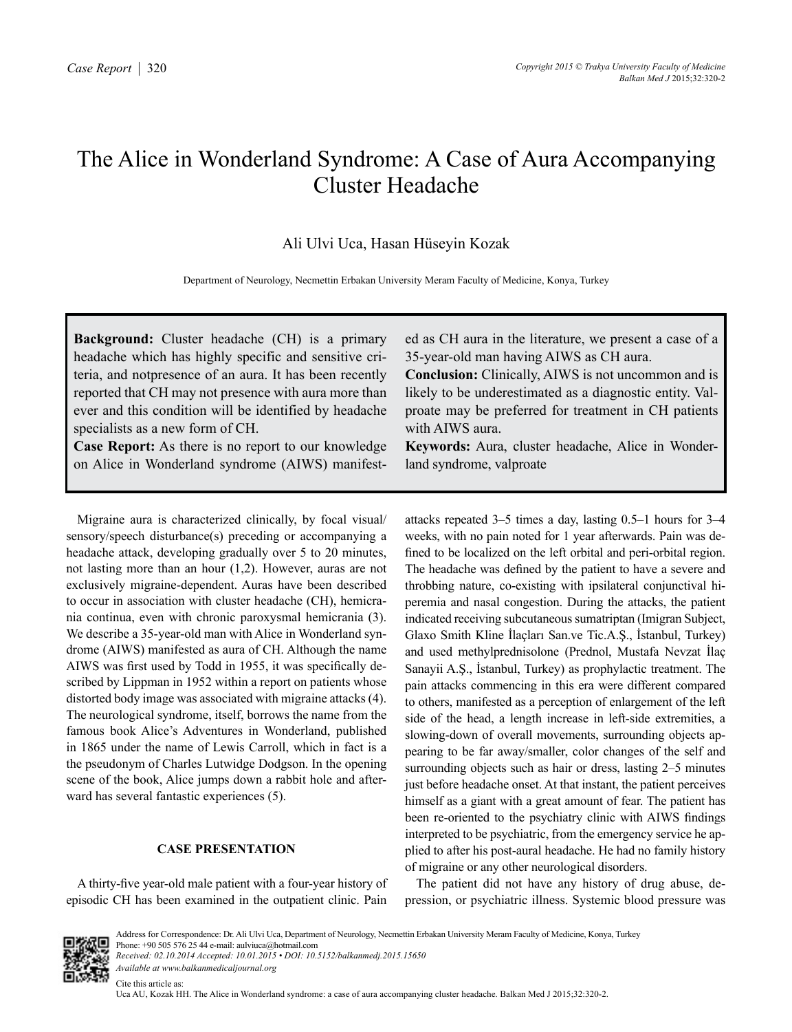# The Alice in Wonderland Syndrome: A Case of Aura Accompanying Cluster Headache

Ali Ulvi Uca, Hasan Hüseyin Kozak

Department of Neurology, Necmettin Erbakan University Meram Faculty of Medicine, Konya, Turkey

**Background:** Cluster headache (CH) is a primary headache which has highly specific and sensitive criteria, and notpresence of an aura. It has been recently reported that CH may not presence with aura more than ever and this condition will be identified by headache specialists as a new form of CH.

**Case Report:** As there is no report to our knowledge on Alice in Wonderland syndrome (AIWS) manifested as CH aura in the literature, we present a case of a 35-year-old man having AIWS as CH aura.

**Conclusion:** Clinically, AIWS is not uncommon and is likely to be underestimated as a diagnostic entity. Valproate may be preferred for treatment in CH patients with AIWS aura.

**Keywords:** Aura, cluster headache, Alice in Wonderland syndrome, valproate

Migraine aura is characterized clinically, by focal visual/sensory/speech disturbance(s) preceding or accompanying a headache attack, developing gradually over 5 to 20 minutes, not lasting more than an hour (1,2). However, auras are not exclusively migraine-dependent. Auras have been described to occur in association with cluster headache (CH), hemicrania continua, even with chronic paroxysmal hemicrania (3). We describe a 35-year-old man with Alice in Wonderland syndrome (AIWS) manifested as aura of CH. Although the name AIWS was first used by Todd in 1955, it was specifically described by Lippman in 1952 within a report on patients whose distorted body image was associated with migraine attacks (4). The neurological syndrome, itself, borrows the name from the famous book Alice's Adventures in Wonderland, published in 1865 under the name of Lewis Carroll, which in fact is a the pseudonym of Charles Lutwidge Dodgson. In the opening scene of the book, Alice jumps down a rabbit hole and afterward has several fantastic experiences (5).

## CASE PRESENTATION

A thirty-five year-old male patient with a four-year history of episodic CH has been examined in the outpatient clinic. Pain attacks repeated 3–5 times a day, lasting 0.5–1 hours for 3–4 weeks, with no pain noted for 1 year afterwards. Pain was defined to be localized on the left orbital and peri-orbital region. The headache was defined by the patient to have a severe and throbbing nature, co-existing with ipsilateral conjunctival hiperemia and nasal congestion. During the attacks, the patient indicated receiving subcutaneous sumatriptan (Imigran Subject, Glaxo Smith Kline İlaçları San.ve Tic.A.Ş., İstanbul, Turkey) and used methylprednisolone (Prednol, Mustafa Nevzat İlaç Sanayii A.Ş., İstanbul, Turkey) as prophylactic treatment. The pain attacks commencing in this era were different compared to others, manifested as a perception of enlargement of the left side of the head, a length increase in left-side extremities, a slowing-down of overall movements, surrounding objects appearing to be far away/smaller, color changes of the self and surrounding objects such as hair or dress, lasting 2–5 minutes just before headache onset. At that instant, the patient perceives himself as a giant with a great amount of fear. The patient has been re-oriented to the psychiatry clinic with AIWS findings interpreted to be psychiatric, from the emergency service he applied to after his post-aural headache. He had no family history of migraine or any other neurological disorders.

The patient did not have any history of drug abuse, depression, or psychiatric illness. Systemic blood pressure was

Address for Correspondence: Dr. Ali Ulvi Uca, Department of Neurology, Necmettin Erbakan University Meram Faculty of Medicine, Konya, Turkey
Phone: +90 505 576 25 44 e-mail: aulviuca@hotmail.com
*Received: 02.10.2014 Accepted: 10.01.2015 • DOI: 10.5152/balkanmedj.2015.15650*
*Available at www.balkanmedicaljournal.org*

Cite this article as:
Uca AU, Kozak HH. The Alice in Wonderland syndrome: a case of aura accompanying cluster headache. Balkan Med J 2015;32:320-2.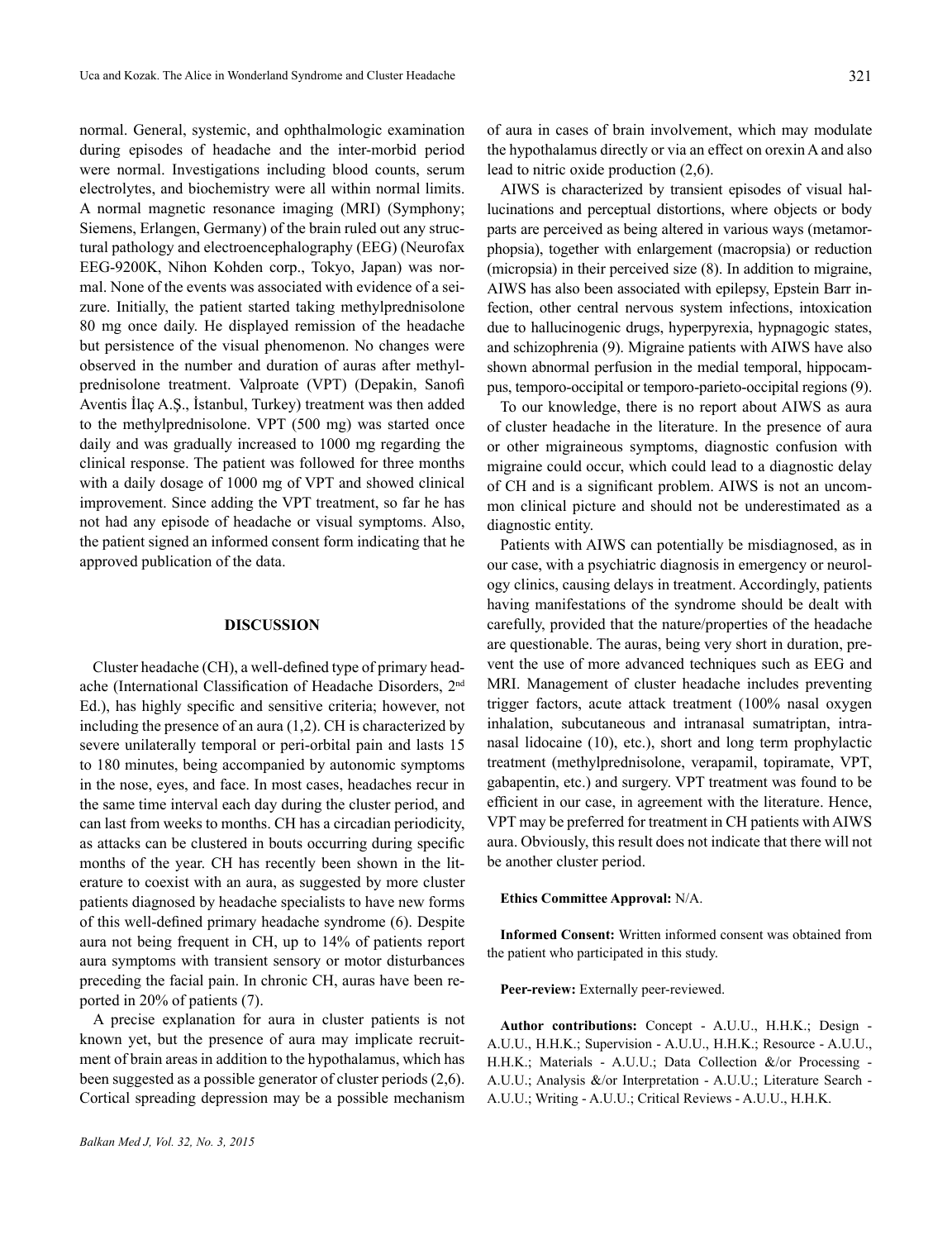normal. General, systemic, and ophthalmologic examination during episodes of headache and the inter-morbid period were normal. Investigations including blood counts, serum electrolytes, and biochemistry were all within normal limits. A normal magnetic resonance imaging (MRI) (Symphony; Siemens, Erlangen, Germany) of the brain ruled out any structural pathology and electroencephalography (EEG) (Neurofax EEG-9200K, Nihon Kohden corp., Tokyo, Japan) was normal. None of the events was associated with evidence of a seizure. Initially, the patient started taking methylprednisolone 80 mg once daily. He displayed remission of the headache but persistence of the visual phenomenon. No changes were observed in the number and duration of auras after methylprednisolone treatment. Valproate (VPT) (Depakin, Sanofi Aventis İlaç A.Ş., İstanbul, Turkey) treatment was then added to the methylprednisolone. VPT (500 mg) was started once daily and was gradually increased to 1000 mg regarding the clinical response. The patient was followed for three months with a daily dosage of 1000 mg of VPT and showed clinical improvement. Since adding the VPT treatment, so far he has not had any episode of headache or visual symptoms. Also, the patient signed an informed consent form indicating that he approved publication of the data.

## DISCUSSION

Cluster headache (CH), a well-defined type of primary headache (International Classification of Headache Disorders, 2nd Ed.), has highly specific and sensitive criteria; however, not including the presence of an aura (1,2). CH is characterized by severe unilaterally temporal or peri-orbital pain and lasts 15 to 180 minutes, being accompanied by autonomic symptoms in the nose, eyes, and face. In most cases, headaches recur in the same time interval each day during the cluster period, and can last from weeks to months. CH has a circadian periodicity, as attacks can be clustered in bouts occurring during specific months of the year. CH has recently been shown in the literature to coexist with an aura, as suggested by more cluster patients diagnosed by headache specialists to have new forms of this well-defined primary headache syndrome (6). Despite aura not being frequent in CH, up to 14% of patients report aura symptoms with transient sensory or motor disturbances preceding the facial pain. In chronic CH, auras have been reported in 20% of patients (7).

A precise explanation for aura in cluster patients is not known yet, but the presence of aura may implicate recruitment of brain areas in addition to the hypothalamus, which has been suggested as a possible generator of cluster periods (2,6). Cortical spreading depression may be a possible mechanism of aura in cases of brain involvement, which may modulate the hypothalamus directly or via an effect on orexin A and also lead to nitric oxide production (2,6).

AIWS is characterized by transient episodes of visual hallucinations and perceptual distortions, where objects or body parts are perceived as being altered in various ways (metamorphopsia), together with enlargement (macropsia) or reduction (micropsia) in their perceived size (8). In addition to migraine, AIWS has also been associated with epilepsy, Epstein Barr infection, other central nervous system infections, intoxication due to hallucinogenic drugs, hyperpyrexia, hypnagogic states, and schizophrenia (9). Migraine patients with AIWS have also shown abnormal perfusion in the medial temporal, hippocampus, temporo-occipital or temporo-parieto-occipital regions (9).

To our knowledge, there is no report about AIWS as aura of cluster headache in the literature. In the presence of aura or other migraineous symptoms, diagnostic confusion with migraine could occur, which could lead to a diagnostic delay of CH and is a significant problem. AIWS is not an uncommon clinical picture and should not be underestimated as a diagnostic entity.

Patients with AIWS can potentially be misdiagnosed, as in our case, with a psychiatric diagnosis in emergency or neurology clinics, causing delays in treatment. Accordingly, patients having manifestations of the syndrome should be dealt with carefully, provided that the nature/properties of the headache are questionable. The auras, being very short in duration, prevent the use of more advanced techniques such as EEG and MRI. Management of cluster headache includes preventing trigger factors, acute attack treatment (100% nasal oxygen inhalation, subcutaneous and intranasal sumatriptan, intranasal lidocaine (10), etc.), short and long term prophylactic treatment (methylprednisolone, verapamil, topiramate, VPT, gabapentin, etc.) and surgery. VPT treatment was found to be efficient in our case, in agreement with the literature. Hence, VPT may be preferred for treatment in CH patients with AIWS aura. Obviously, this result does not indicate that there will not be another cluster period.

**Ethics Committee Approval:** N/A.

**Informed Consent:** Written informed consent was obtained from the patient who participated in this study.

**Peer-review:** Externally peer-reviewed.

**Author contributions:** Concept - A.U.U., H.H.K.; Design - A.U.U., H.H.K.; Supervision - A.U.U., H.H.K.; Resource - A.U.U., H.H.K.; Materials - A.U.U.; Data Collection &/or Processing - A.U.U.; Analysis &/or Interpretation - A.U.U.; Literature Search - A.U.U.; Writing - A.U.U.; Critical Reviews - A.U.U., H.H.K.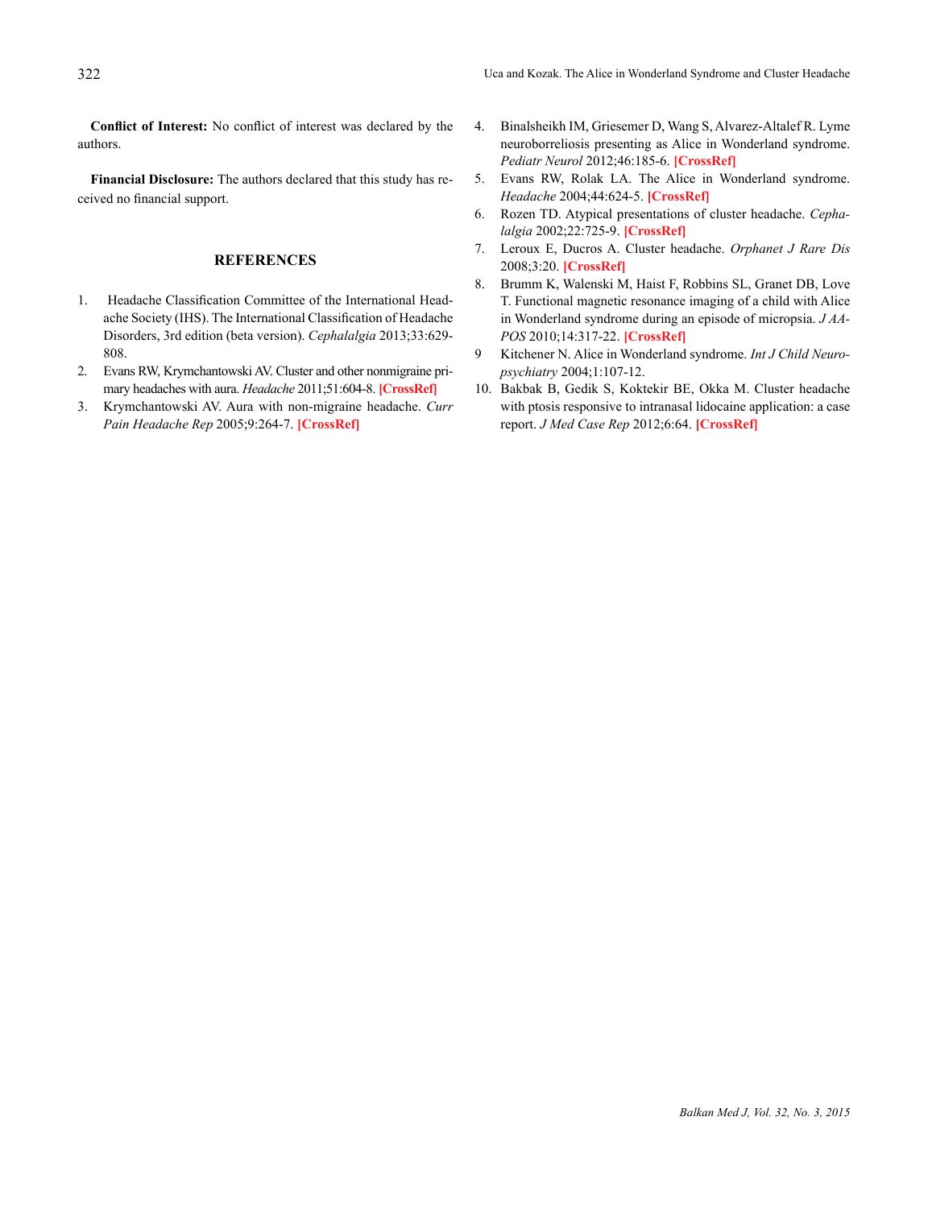**Conflict of Interest:** No conflict of interest was declared by the authors.

**Financial Disclosure:** The authors declared that this study has received no financial support.

## REFERENCES

1. Headache Classification Committee of the International Headache Society (IHS). The International Classification of Headache Disorders, 3rd edition (beta version). *Cephalalgia* 2013;33:629-808.
2. Evans RW, Krymchantowski AV. Cluster and other nonmigraine primary headaches with aura. *Headache* 2011;51:604-8. **[CrossRef]**
3. Krymchantowski AV. Aura with non-migraine headache. *Curr Pain Headache Rep* 2005;9:264-7. **[CrossRef]**
4. Binalsheikh IM, Griesemer D, Wang S, Alvarez-Altalef R. Lyme neuroborreliosis presenting as Alice in Wonderland syndrome. *Pediatr Neurol* 2012;46:185-6. **[CrossRef]**
5. Evans RW, Rolak LA. The Alice in Wonderland syndrome. *Headache* 2004;44:624-5. **[CrossRef]**
6. Rozen TD. Atypical presentations of cluster headache. *Cephalalgia* 2002;22:725-9. **[CrossRef]**
7. Leroux E, Ducros A. Cluster headache. *Orphanet J Rare Dis* 2008;3:20. **[CrossRef]**
8. Brumm K, Walenski M, Haist F, Robbins SL, Granet DB, Love T. Functional magnetic resonance imaging of a child with Alice in Wonderland syndrome during an episode of micropsia. *J AAPOS* 2010;14:317-22. **[CrossRef]**
9. Kitchener N. Alice in Wonderland syndrome. *Int J Child Neuropsychiatry* 2004;1:107-12.
10. Bakbak B, Gedik S, Koktekir BE, Okka M. Cluster headache with ptosis responsive to intranasal lidocaine application: a case report. *J Med Case Rep* 2012;6:64. **[CrossRef]**